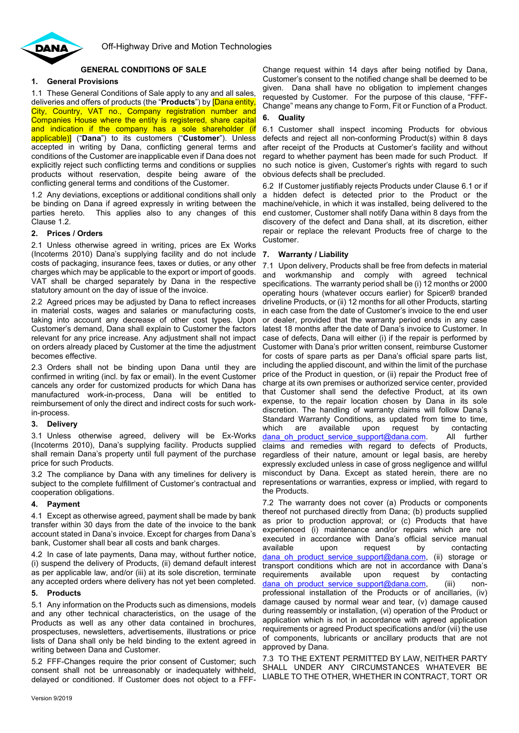Off-Highway Drive and Motion Technologies

# GENERAL CONDITIONS OF SALE

## 1. General Provisions

1.1 These General Conditions of Sale apply to any and all sales, deliveries and offers of products (the "**Products**") by [Dana entity, City, Country, VAT no., Company registration number and Companies House where the entity is registered, share capital and indication if the company has a sole shareholder (if applicable)] ("**Dana**") to its customers ("**Customer**"). Unless accepted in writing by Dana, conflicting general terms and conditions of the Customer are inapplicable even if Dana does not explicitly reject such conflicting terms and conditions or supplies products without reservation, despite being aware of the conflicting general terms and conditions of the Customer.

1.2 Any deviations, exceptions or additional conditions shall only be binding on Dana if agreed expressly in writing between the parties hereto. This applies also to any changes of this Clause 1.2.

## 2. Prices / Orders

2.1 Unless otherwise agreed in writing, prices are Ex Works (Incoterms 2010) Dana's supplying facility and do not include costs of packaging, insurance fees, taxes or duties, or any other charges which may be applicable to the export or import of goods. VAT shall be charged separately by Dana in the respective statutory amount on the day of issue of the invoice.

2.2 Agreed prices may be adjusted by Dana to reflect increases in material costs, wages and salaries or manufacturing costs, taking into account any decrease of other cost types. Upon Customer's demand, Dana shall explain to Customer the factors relevant for any price increase. Any adjustment shall not impact on orders already placed by Customer at the time the adjustment becomes effective.

2.3 Orders shall not be binding upon Dana until they are confirmed in writing (incl. by fax or email). In the event Customer cancels any order for customized products for which Dana has manufactured work-in-process, Dana will be entitled to reimbursement of only the direct and indirect costs for such work-in-process.

## 3. Delivery

3.1 Unless otherwise agreed, delivery will be Ex-Works (Incoterms 2010), Dana's supplying facility. Products supplied shall remain Dana's property until full payment of the purchase price for such Products.

3.2 The compliance by Dana with any timelines for delivery is subject to the complete fulfillment of Customer's contractual and cooperation obligations.

## 4. Payment

4.1 Except as otherwise agreed, payment shall be made by bank transfer within 30 days from the date of the invoice to the bank account stated in Dana's invoice. Except for charges from Dana's bank, Customer shall bear all costs and bank charges.

4.2 In case of late payments, Dana may, without further notice, (i) suspend the delivery of Products, (ii) demand default interest as per applicable law, and/or (iii) at its sole discretion, terminate any accepted orders where delivery has not yet been completed.

## 5. Products

5.1 Any information on the Products such as dimensions, models and any other technical characteristics, on the usage of the Products as well as any other data contained in brochures, prospectuses, newsletters, advertisements, illustrations or price lists of Dana shall only be held binding to the extent agreed in writing between Dana and Customer.

5.2 FFF-Changes require the prior consent of Customer; such consent shall not be unreasonably or inadequately withheld, delayed or conditioned. If Customer does not object to a FFF-Change request within 14 days after being notified by Dana, Customer's consent to the notified change shall be deemed to be given. Dana shall have no obligation to implement changes requested by Customer. For the purpose of this clause, "FFF-Change" means any change to Form, Fit or Function of a Product.

## 6. Quality

6.1 Customer shall inspect incoming Products for obvious defects and reject all non-conforming Product(s) within 8 days after receipt of the Products at Customer's facility and without regard to whether payment has been made for such Product. If no such notice is given, Customer's rights with regard to such obvious defects shall be precluded.

6.2 If Customer justifiably rejects Products under Clause 6.1 or if a hidden defect is detected prior to the Product or the machine/vehicle, in which it was installed, being delivered to the end customer, Customer shall notify Dana within 8 days from the discovery of the defect and Dana shall, at its discretion, either repair or replace the relevant Products free of charge to the Customer.

## 7. Warranty / Liability

7.1 Upon delivery, Products shall be free from defects in material and workmanship and comply with agreed technical specifications. The warranty period shall be (i) 12 months or 2000 operating hours (whatever occurs earlier) for Spicer® branded driveline Products, or (ii) 12 months for all other Products, starting in each case from the date of Customer's invoice to the end user or dealer, provided that the warranty period ends in any case latest 18 months after the date of Dana's invoice to Customer. In case of defects, Dana will either (i) if the repair is performed by Customer with Dana's prior written consent, reimburse Customer for costs of spare parts as per Dana's official spare parts list, including the applied discount, and within the limit of the purchase price of the Product in question, or (ii) repair the Product free of charge at its own premises or authorized service center, provided that Customer shall send the defective Product, at its own expense, to the repair location chosen by Dana in its sole discretion. The handling of warranty claims will follow Dana's Standard Warranty Conditions, as updated from time to time, which are available upon request by contacting dana_oh_product_service_support@dana.com. All further claims and remedies with regard to defects of Products, regardless of their nature, amount or legal basis, are hereby expressly excluded unless in case of gross negligence and willful misconduct by Dana. Except as stated herein, there are no representations or warranties, express or implied, with regard to the Products.

7.2 The warranty does not cover (a) Products or components thereof not purchased directly from Dana; (b) products supplied as prior to production approval; or (c) Products that have experienced (i) maintenance and/or repairs which are not executed in accordance with Dana's official service manual available upon request by contacting dana_oh_product_service_support@dana.com, (ii) storage or transport conditions which are not in accordance with Dana's requirements available upon request by contacting dana_oh_product_service_support@dana.com, (iii) non-professional installation of the Products or of ancillaries, (iv) damage caused by normal wear and tear, (v) damage caused during reassembly or installation, (vi) operation of the Product or application which is not in accordance with agreed application requirements or agreed Product specifications and/or (vii) the use of components, lubricants or ancillary products that are not approved by Dana.

7.3 TO THE EXTENT PERMITTED BY LAW, NEITHER PARTY SHALL UNDER ANY CIRCUMSTANCES WHATEVER BE LIABLE TO THE OTHER, WHETHER IN CONTRACT, TORT OR

Version 9/2019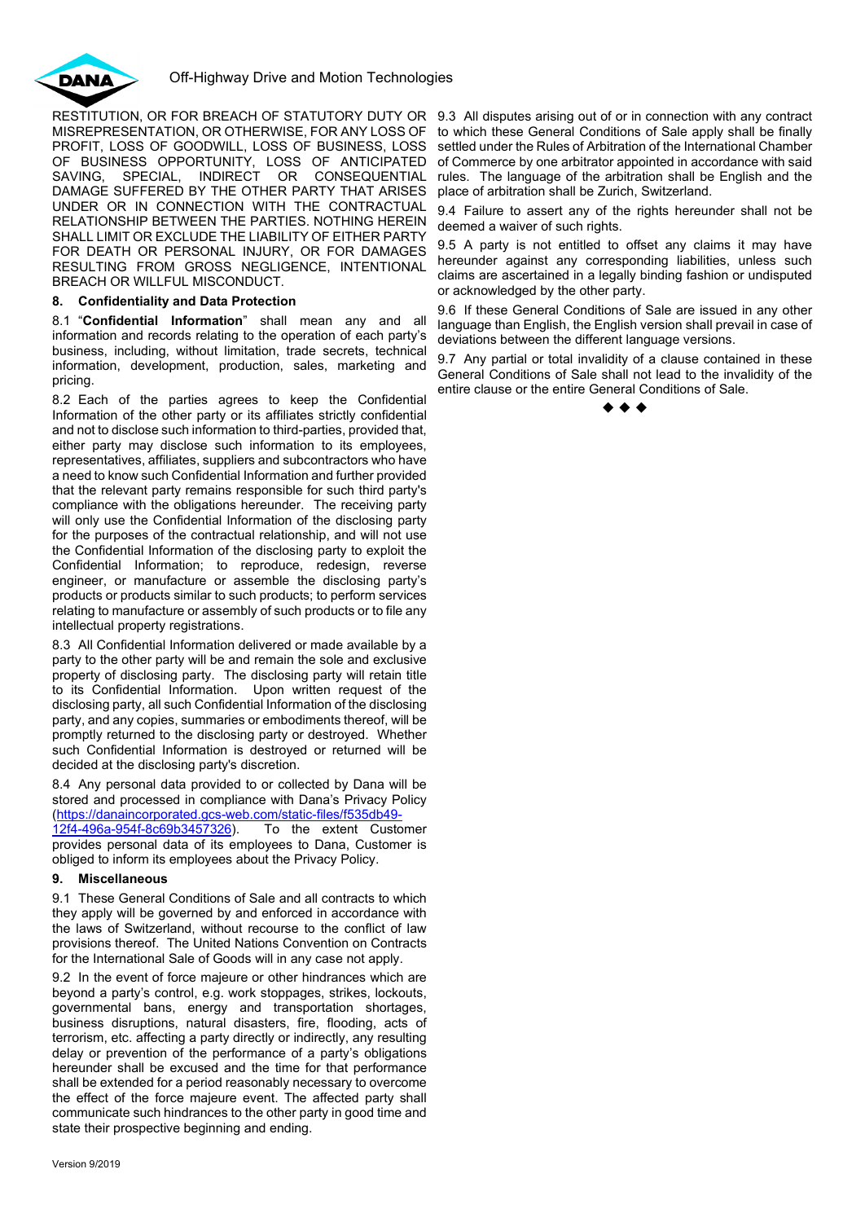RESTITUTION, OR FOR BREACH OF STATUTORY DUTY OR MISREPRESENTATION, OR OTHERWISE, FOR ANY LOSS OF PROFIT, LOSS OF GOODWILL, LOSS OF BUSINESS, LOSS OF BUSINESS OPPORTUNITY, LOSS OF ANTICIPATED SAVING, SPECIAL, INDIRECT OR CONSEQUENTIAL DAMAGE SUFFERED BY THE OTHER PARTY THAT ARISES UNDER OR IN CONNECTION WITH THE CONTRACTUAL RELATIONSHIP BETWEEN THE PARTIES. NOTHING HEREIN SHALL LIMIT OR EXCLUDE THE LIABILITY OF EITHER PARTY FOR DEATH OR PERSONAL INJURY, OR FOR DAMAGES RESULTING FROM GROSS NEGLIGENCE, INTENTIONAL BREACH OR WILLFUL MISCONDUCT.

## 8. Confidentiality and Data Protection

8.1 "**Confidential Information**" shall mean any and all information and records relating to the operation of each party's business, including, without limitation, trade secrets, technical information, development, production, sales, marketing and pricing.

8.2 Each of the parties agrees to keep the Confidential Information of the other party or its affiliates strictly confidential and not to disclose such information to third-parties, provided that, either party may disclose such information to its employees, representatives, affiliates, suppliers and subcontractors who have a need to know such Confidential Information and further provided that the relevant party remains responsible for such third party's compliance with the obligations hereunder. The receiving party will only use the Confidential Information of the disclosing party for the purposes of the contractual relationship, and will not use the Confidential Information of the disclosing party to exploit the Confidential Information; to reproduce, redesign, reverse engineer, or manufacture or assemble the disclosing party's products or products similar to such products; to perform services relating to manufacture or assembly of such products or to file any intellectual property registrations.

8.3 All Confidential Information delivered or made available by a party to the other party will be and remain the sole and exclusive property of disclosing party. The disclosing party will retain title to its Confidential Information. Upon written request of the disclosing party, all such Confidential Information of the disclosing party, and any copies, summaries or embodiments thereof, will be promptly returned to the disclosing party or destroyed. Whether such Confidential Information is destroyed or returned will be decided at the disclosing party's discretion.

8.4 Any personal data provided to or collected by Dana will be stored and processed in compliance with Dana's Privacy Policy (https://danaincorporated.gcs-web.com/static-files/f535db49-12f4-496a-954f-8c69b3457326). To the extent Customer provides personal data of its employees to Dana, Customer is obliged to inform its employees about the Privacy Policy.

## 9. Miscellaneous

9.1 These General Conditions of Sale and all contracts to which they apply will be governed by and enforced in accordance with the laws of Switzerland, without recourse to the conflict of law provisions thereof. The United Nations Convention on Contracts for the International Sale of Goods will in any case not apply.

9.2 In the event of force majeure or other hindrances which are beyond a party's control, e.g. work stoppages, strikes, lockouts, governmental bans, energy and transportation shortages, business disruptions, natural disasters, fire, flooding, acts of terrorism, etc. affecting a party directly or indirectly, any resulting delay or prevention of the performance of a party's obligations hereunder shall be excused and the time for that performance shall be extended for a period reasonably necessary to overcome the effect of the force majeure event. The affected party shall communicate such hindrances to the other party in good time and state their prospective beginning and ending.

9.3 All disputes arising out of or in connection with any contract to which these General Conditions of Sale apply shall be finally settled under the Rules of Arbitration of the International Chamber of Commerce by one arbitrator appointed in accordance with said rules. The language of the arbitration shall be English and the place of arbitration shall be Zurich, Switzerland.

9.4 Failure to assert any of the rights hereunder shall not be deemed a waiver of such rights.

9.5 A party is not entitled to offset any claims it may have hereunder against any corresponding liabilities, unless such claims are ascertained in a legally binding fashion or undisputed or acknowledged by the other party.

9.6 If these General Conditions of Sale are issued in any other language than English, the English version shall prevail in case of deviations between the different language versions.

9.7 Any partial or total invalidity of a clause contained in these General Conditions of Sale shall not lead to the invalidity of the entire clause or the entire General Conditions of Sale.

◆ ◆ ◆